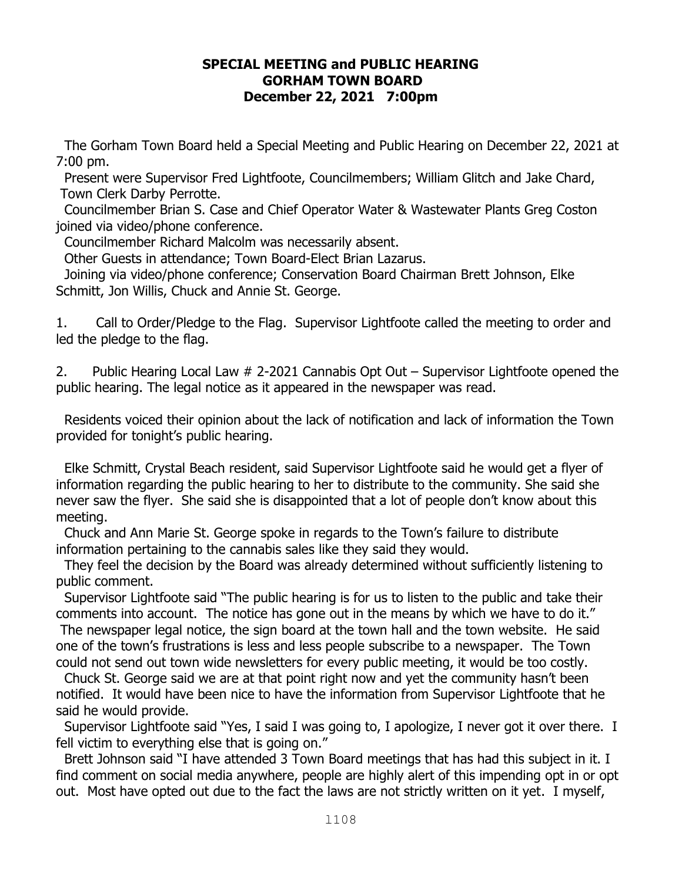**SPECIAL MEETING and PUBLIC HEARING**
**GORHAM TOWN BOARD**
**December 22, 2021 7:00pm**

The Gorham Town Board held a Special Meeting and Public Hearing on December 22, 2021 at 7:00 pm.

Present were Supervisor Fred Lightfoote, Councilmembers; William Glitch and Jake Chard, Town Clerk Darby Perrotte.

Councilmember Brian S. Case and Chief Operator Water & Wastewater Plants Greg Coston joined via video/phone conference.

Councilmember Richard Malcolm was necessarily absent.

Other Guests in attendance; Town Board-Elect Brian Lazarus.

Joining via video/phone conference; Conservation Board Chairman Brett Johnson, Elke Schmitt, Jon Willis, Chuck and Annie St. George.

1. Call to Order/Pledge to the Flag. Supervisor Lightfoote called the meeting to order and led the pledge to the flag.

2. Public Hearing Local Law # 2-2021 Cannabis Opt Out – Supervisor Lightfoote opened the public hearing. The legal notice as it appeared in the newspaper was read.

Residents voiced their opinion about the lack of notification and lack of information the Town provided for tonight's public hearing.

Elke Schmitt, Crystal Beach resident, said Supervisor Lightfoote said he would get a flyer of information regarding the public hearing to her to distribute to the community. She said she never saw the flyer. She said she is disappointed that a lot of people don't know about this meeting.

Chuck and Ann Marie St. George spoke in regards to the Town's failure to distribute information pertaining to the cannabis sales like they said they would.

They feel the decision by the Board was already determined without sufficiently listening to public comment.

Supervisor Lightfoote said "The public hearing is for us to listen to the public and take their comments into account. The notice has gone out in the means by which we have to do it." The newspaper legal notice, the sign board at the town hall and the town website. He said one of the town's frustrations is less and less people subscribe to a newspaper. The Town could not send out town wide newsletters for every public meeting, it would be too costly.

Chuck St. George said we are at that point right now and yet the community hasn't been notified. It would have been nice to have the information from Supervisor Lightfoote that he said he would provide.

Supervisor Lightfoote said "Yes, I said I was going to, I apologize, I never got it over there. I fell victim to everything else that is going on."

Brett Johnson said "I have attended 3 Town Board meetings that has had this subject in it. I find comment on social media anywhere, people are highly alert of this impending opt in or opt out. Most have opted out due to the fact the laws are not strictly written on it yet. I myself,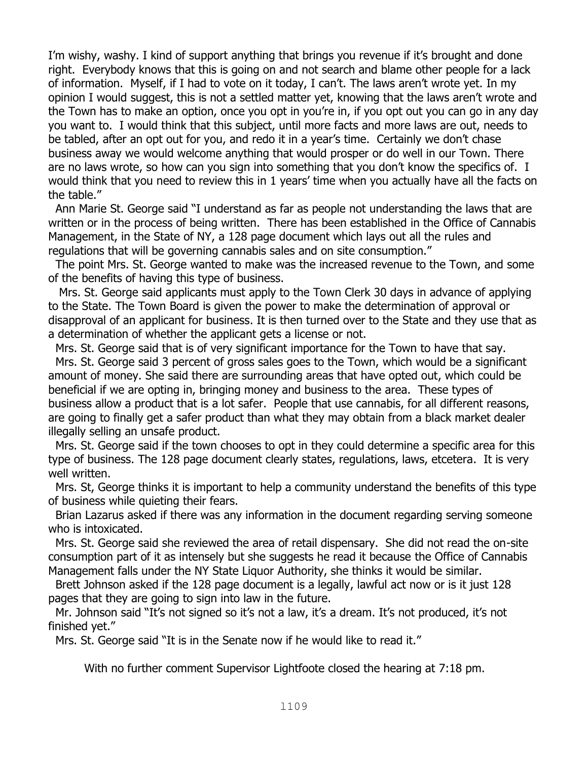I'm wishy, washy. I kind of support anything that brings you revenue if it's brought and done right. Everybody knows that this is going on and not search and blame other people for a lack of information. Myself, if I had to vote on it today, I can't. The laws aren't wrote yet. In my opinion I would suggest, this is not a settled matter yet, knowing that the laws aren't wrote and the Town has to make an option, once you opt in you're in, if you opt out you can go in any day you want to. I would think that this subject, until more facts and more laws are out, needs to be tabled, after an opt out for you, and redo it in a year's time. Certainly we don't chase business away we would welcome anything that would prosper or do well in our Town. There are no laws wrote, so how can you sign into something that you don't know the specifics of. I would think that you need to review this in 1 years' time when you actually have all the facts on the table."

Ann Marie St. George said "I understand as far as people not understanding the laws that are written or in the process of being written. There has been established in the Office of Cannabis Management, in the State of NY, a 128 page document which lays out all the rules and regulations that will be governing cannabis sales and on site consumption."

The point Mrs. St. George wanted to make was the increased revenue to the Town, and some of the benefits of having this type of business.

Mrs. St. George said applicants must apply to the Town Clerk 30 days in advance of applying to the State. The Town Board is given the power to make the determination of approval or disapproval of an applicant for business. It is then turned over to the State and they use that as a determination of whether the applicant gets a license or not.

Mrs. St. George said that is of very significant importance for the Town to have that say.

Mrs. St. George said 3 percent of gross sales goes to the Town, which would be a significant amount of money. She said there are surrounding areas that have opted out, which could be beneficial if we are opting in, bringing money and business to the area. These types of business allow a product that is a lot safer. People that use cannabis, for all different reasons, are going to finally get a safer product than what they may obtain from a black market dealer illegally selling an unsafe product.

Mrs. St. George said if the town chooses to opt in they could determine a specific area for this type of business. The 128 page document clearly states, regulations, laws, etcetera. It is very well written.

Mrs. St, George thinks it is important to help a community understand the benefits of this type of business while quieting their fears.

Brian Lazarus asked if there was any information in the document regarding serving someone who is intoxicated.

Mrs. St. George said she reviewed the area of retail dispensary. She did not read the on-site consumption part of it as intensely but she suggests he read it because the Office of Cannabis Management falls under the NY State Liquor Authority, she thinks it would be similar.

Brett Johnson asked if the 128 page document is a legally, lawful act now or is it just 128 pages that they are going to sign into law in the future.

Mr. Johnson said "It's not signed so it's not a law, it's a dream. It's not produced, it's not finished yet."

Mrs. St. George said "It is in the Senate now if he would like to read it."

With no further comment Supervisor Lightfoote closed the hearing at 7:18 pm.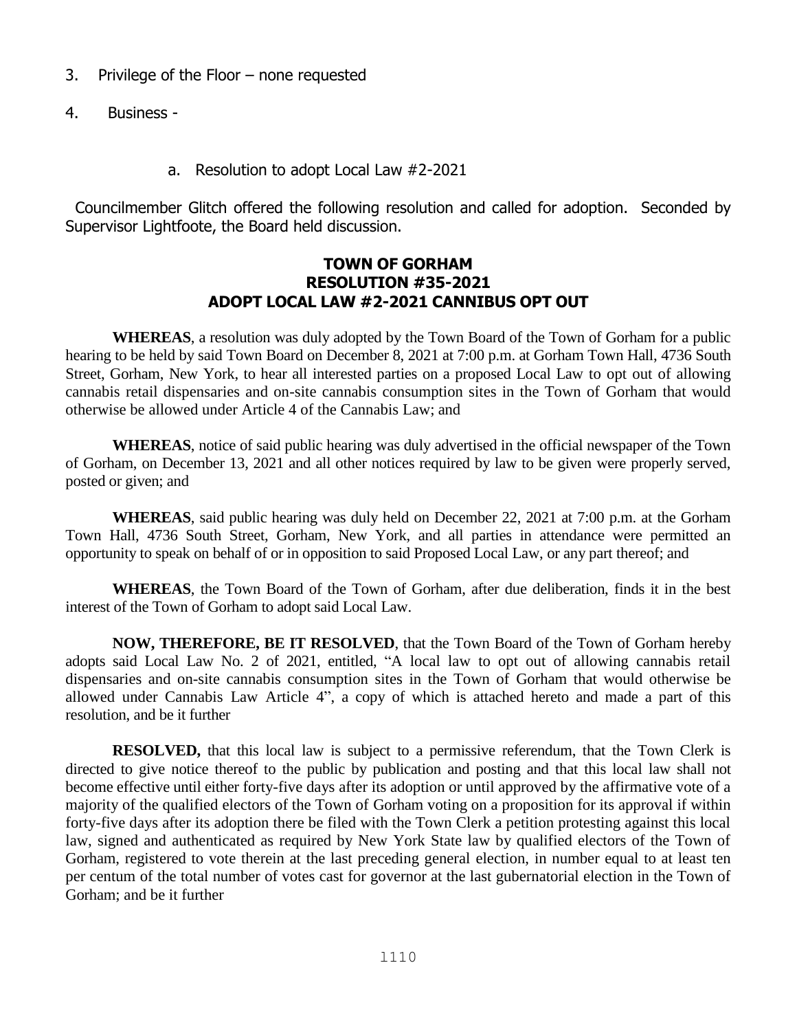3. Privilege of the Floor – none requested

4. Business -

   a. Resolution to adopt Local Law #2-2021

Councilmember Glitch offered the following resolution and called for adoption. Seconded by Supervisor Lightfoote, the Board held discussion.

**TOWN OF GORHAM**
**RESOLUTION #35-2021**
**ADOPT LOCAL LAW #2-2021 CANNIBUS OPT OUT**

**WHEREAS**, a resolution was duly adopted by the Town Board of the Town of Gorham for a public hearing to be held by said Town Board on December 8, 2021 at 7:00 p.m. at Gorham Town Hall, 4736 South Street, Gorham, New York, to hear all interested parties on a proposed Local Law to opt out of allowing cannabis retail dispensaries and on-site cannabis consumption sites in the Town of Gorham that would otherwise be allowed under Article 4 of the Cannabis Law; and

**WHEREAS**, notice of said public hearing was duly advertised in the official newspaper of the Town of Gorham, on December 13, 2021 and all other notices required by law to be given were properly served, posted or given; and

**WHEREAS**, said public hearing was duly held on December 22, 2021 at 7:00 p.m. at the Gorham Town Hall, 4736 South Street, Gorham, New York, and all parties in attendance were permitted an opportunity to speak on behalf of or in opposition to said Proposed Local Law, or any part thereof; and

**WHEREAS**, the Town Board of the Town of Gorham, after due deliberation, finds it in the best interest of the Town of Gorham to adopt said Local Law.

**NOW, THEREFORE, BE IT RESOLVED**, that the Town Board of the Town of Gorham hereby adopts said Local Law No. 2 of 2021, entitled, "A local law to opt out of allowing cannabis retail dispensaries and on-site cannabis consumption sites in the Town of Gorham that would otherwise be allowed under Cannabis Law Article 4", a copy of which is attached hereto and made a part of this resolution, and be it further

**RESOLVED,** that this local law is subject to a permissive referendum, that the Town Clerk is directed to give notice thereof to the public by publication and posting and that this local law shall not become effective until either forty-five days after its adoption or until approved by the affirmative vote of a majority of the qualified electors of the Town of Gorham voting on a proposition for its approval if within forty-five days after its adoption there be filed with the Town Clerk a petition protesting against this local law, signed and authenticated as required by New York State law by qualified electors of the Town of Gorham, registered to vote therein at the last preceding general election, in number equal to at least ten per centum of the total number of votes cast for governor at the last gubernatorial election in the Town of Gorham; and be it further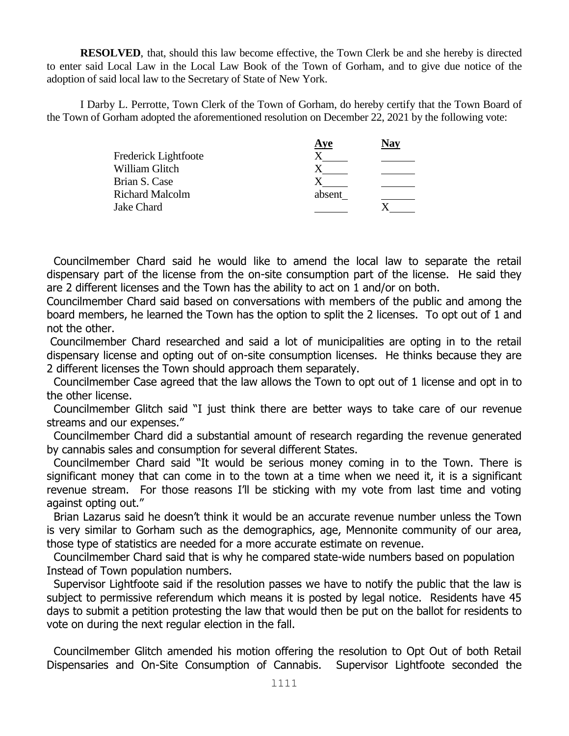**RESOLVED**, that, should this law become effective, the Town Clerk be and she hereby is directed to enter said Local Law in the Local Law Book of the Town of Gorham, and to give due notice of the adoption of said local law to the Secretary of State of New York.

I Darby L. Perrotte, Town Clerk of the Town of Gorham, do hereby certify that the Town Board of the Town of Gorham adopted the aforementioned resolution on December 22, 2021 by the following vote:

| | Aye | Nay |
|---|---|---|
| Frederick Lightfoote | X | |
| William Glitch | X | |
| Brian S. Case | X | |
| Richard Malcolm | absent | |
| Jake Chard | | X |

Councilmember Chard said he would like to amend the local law to separate the retail dispensary part of the license from the on-site consumption part of the license. He said they are 2 different licenses and the Town has the ability to act on 1 and/or on both.

Councilmember Chard said based on conversations with members of the public and among the board members, he learned the Town has the option to split the 2 licenses. To opt out of 1 and not the other.

Councilmember Chard researched and said a lot of municipalities are opting in to the retail dispensary license and opting out of on-site consumption licenses. He thinks because they are 2 different licenses the Town should approach them separately.

Councilmember Case agreed that the law allows the Town to opt out of 1 license and opt in to the other license.

Councilmember Glitch said "I just think there are better ways to take care of our revenue streams and our expenses."

Councilmember Chard did a substantial amount of research regarding the revenue generated by cannabis sales and consumption for several different States.

Councilmember Chard said "It would be serious money coming in to the Town. There is significant money that can come in to the town at a time when we need it, it is a significant revenue stream. For those reasons I'll be sticking with my vote from last time and voting against opting out."

Brian Lazarus said he doesn't think it would be an accurate revenue number unless the Town is very similar to Gorham such as the demographics, age, Mennonite community of our area, those type of statistics are needed for a more accurate estimate on revenue.

Councilmember Chard said that is why he compared state-wide numbers based on population Instead of Town population numbers.

Supervisor Lightfoote said if the resolution passes we have to notify the public that the law is subject to permissive referendum which means it is posted by legal notice. Residents have 45 days to submit a petition protesting the law that would then be put on the ballot for residents to vote on during the next regular election in the fall.

Councilmember Glitch amended his motion offering the resolution to Opt Out of both Retail Dispensaries and On-Site Consumption of Cannabis. Supervisor Lightfoote seconded the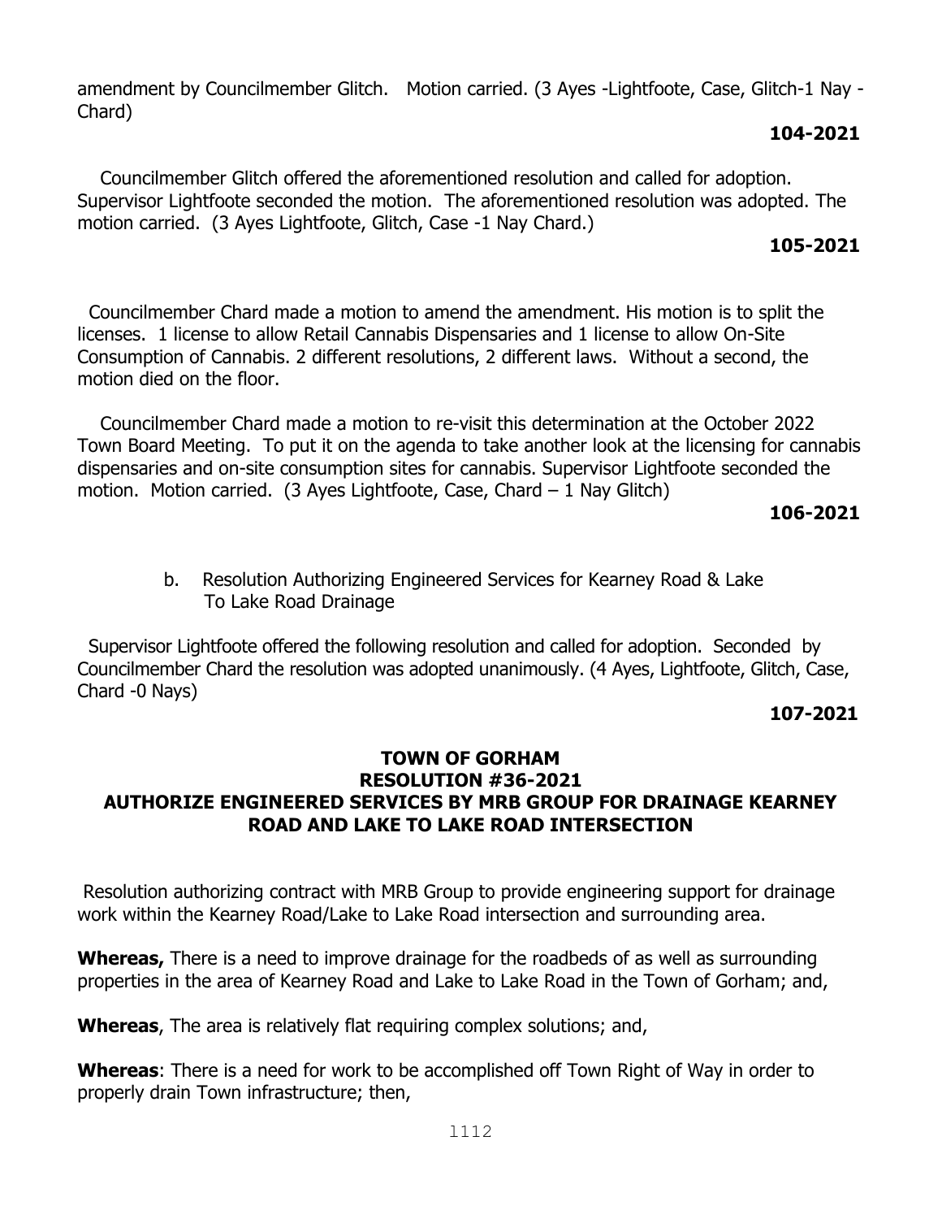amendment by Councilmember Glitch. Motion carried. (3 Ayes -Lightfoote, Case, Glitch-1 Nay -Chard)

**104-2021**

Councilmember Glitch offered the aforementioned resolution and called for adoption. Supervisor Lightfoote seconded the motion. The aforementioned resolution was adopted. The motion carried. (3 Ayes Lightfoote, Glitch, Case -1 Nay Chard.)

**105-2021**

Councilmember Chard made a motion to amend the amendment. His motion is to split the licenses. 1 license to allow Retail Cannabis Dispensaries and 1 license to allow On-Site Consumption of Cannabis. 2 different resolutions, 2 different laws. Without a second, the motion died on the floor.

Councilmember Chard made a motion to re-visit this determination at the October 2022 Town Board Meeting. To put it on the agenda to take another look at the licensing for cannabis dispensaries and on-site consumption sites for cannabis. Supervisor Lightfoote seconded the motion. Motion carried. (3 Ayes Lightfoote, Case, Chard – 1 Nay Glitch)

**106-2021**

b. Resolution Authorizing Engineered Services for Kearney Road & Lake To Lake Road Drainage

Supervisor Lightfoote offered the following resolution and called for adoption. Seconded by Councilmember Chard the resolution was adopted unanimously. (4 Ayes, Lightfoote, Glitch, Case, Chard -0 Nays)

**107-2021**

**TOWN OF GORHAM**
**RESOLUTION #36-2021**
**AUTHORIZE ENGINEERED SERVICES BY MRB GROUP FOR DRAINAGE KEARNEY ROAD AND LAKE TO LAKE ROAD INTERSECTION**

Resolution authorizing contract with MRB Group to provide engineering support for drainage work within the Kearney Road/Lake to Lake Road intersection and surrounding area.

**Whereas,** There is a need to improve drainage for the roadbeds of as well as surrounding properties in the area of Kearney Road and Lake to Lake Road in the Town of Gorham; and,

**Whereas**, The area is relatively flat requiring complex solutions; and,

**Whereas**: There is a need for work to be accomplished off Town Right of Way in order to properly drain Town infrastructure; then,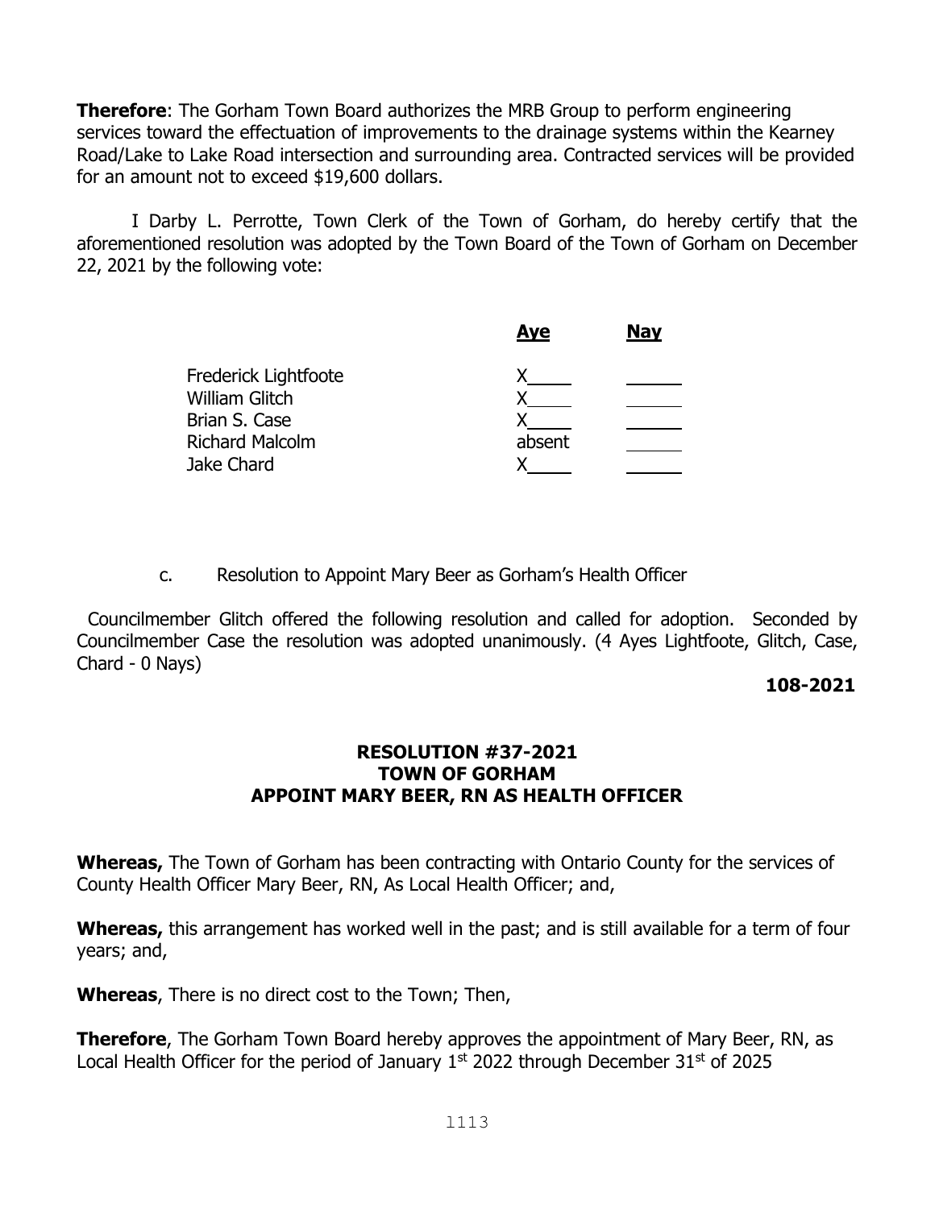**Therefore**: The Gorham Town Board authorizes the MRB Group to perform engineering services toward the effectuation of improvements to the drainage systems within the Kearney Road/Lake to Lake Road intersection and surrounding area. Contracted services will be provided for an amount not to exceed $19,600 dollars.

I Darby L. Perrotte, Town Clerk of the Town of Gorham, do hereby certify that the aforementioned resolution was adopted by the Town Board of the Town of Gorham on December 22, 2021 by the following vote:

| | Aye | Nay |
|---|---|---|
| Frederick Lightfoote | X | |
| William Glitch | X | |
| Brian S. Case | X | |
| Richard Malcolm | absent | |
| Jake Chard | X | |

c. Resolution to Appoint Mary Beer as Gorham's Health Officer

Councilmember Glitch offered the following resolution and called for adoption. Seconded by Councilmember Case the resolution was adopted unanimously. (4 Ayes Lightfoote, Glitch, Case, Chard - 0 Nays)

**108-2021**

**RESOLUTION #37-2021**
**TOWN OF GORHAM**
**APPOINT MARY BEER, RN AS HEALTH OFFICER**

**Whereas,** The Town of Gorham has been contracting with Ontario County for the services of County Health Officer Mary Beer, RN, As Local Health Officer; and,

**Whereas,** this arrangement has worked well in the past; and is still available for a term of four years; and,

**Whereas**, There is no direct cost to the Town; Then,

**Therefore**, The Gorham Town Board hereby approves the appointment of Mary Beer, RN, as Local Health Officer for the period of January 1st 2022 through December 31st of 2025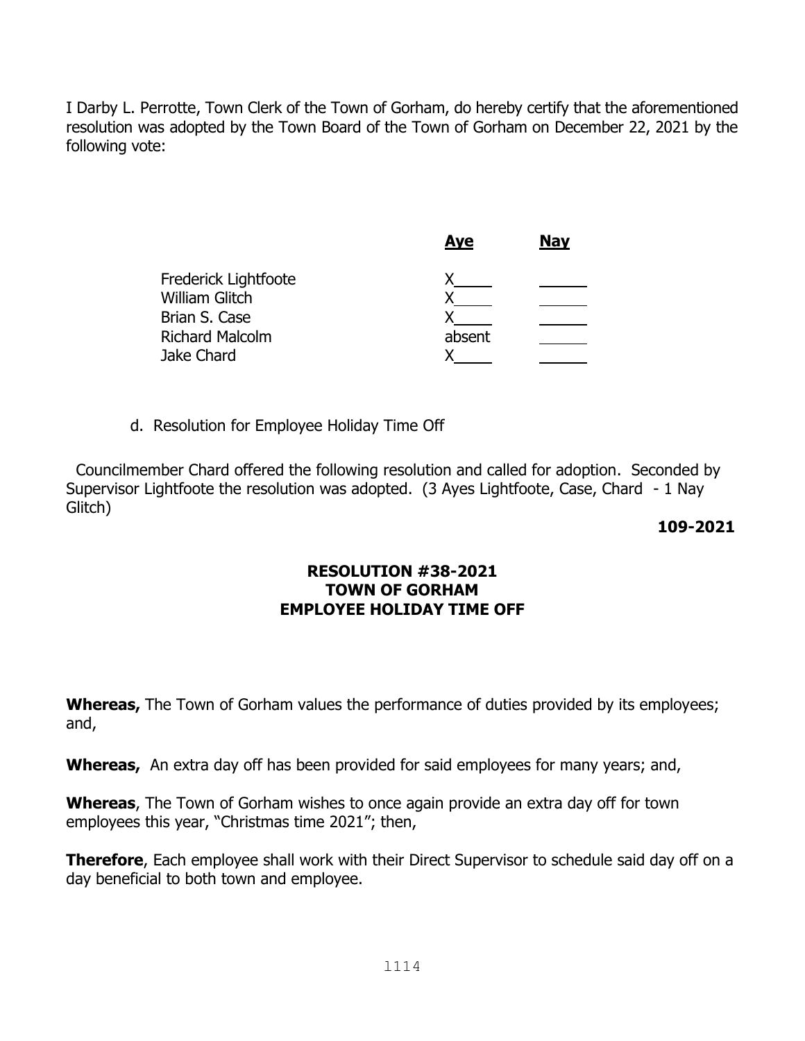I Darby L. Perrotte, Town Clerk of the Town of Gorham, do hereby certify that the aforementioned resolution was adopted by the Town Board of the Town of Gorham on December 22, 2021 by the following vote:

| | **Aye** | **Nay** |
|---|---|---|
| Frederick Lightfoote | X | |
| William Glitch | X | |
| Brian S. Case | X | |
| Richard Malcolm | absent | |
| Jake Chard | X | |

d. Resolution for Employee Holiday Time Off

Councilmember Chard offered the following resolution and called for adoption. Seconded by Supervisor Lightfoote the resolution was adopted. (3 Ayes Lightfoote, Case, Chard - 1 Nay Glitch)

**109-2021**

**RESOLUTION #38-2021**
**TOWN OF GORHAM**
**EMPLOYEE HOLIDAY TIME OFF**

**Whereas,** The Town of Gorham values the performance of duties provided by its employees; and,

**Whereas,** An extra day off has been provided for said employees for many years; and,

**Whereas**, The Town of Gorham wishes to once again provide an extra day off for town employees this year, "Christmas time 2021"; then,

**Therefore**, Each employee shall work with their Direct Supervisor to schedule said day off on a day beneficial to both town and employee.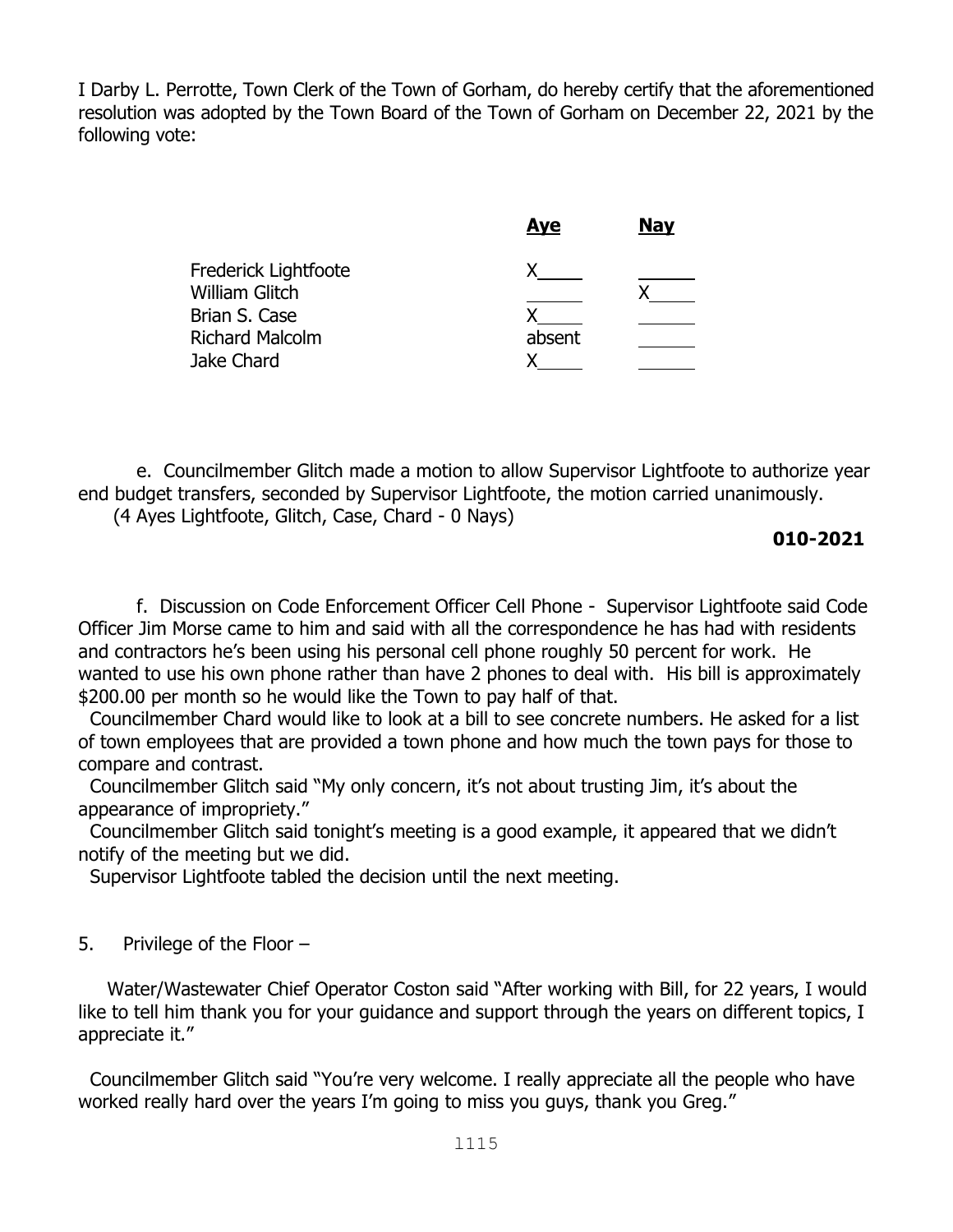I Darby L. Perrotte, Town Clerk of the Town of Gorham, do hereby certify that the aforementioned resolution was adopted by the Town Board of the Town of Gorham on December 22, 2021 by the following vote:

| | **Aye** | **Nay** |
|---|---|---|
| Frederick Lightfoote | X | |
| William Glitch | | X |
| Brian S. Case | X | |
| Richard Malcolm | absent | |
| Jake Chard | X | |

e. Councilmember Glitch made a motion to allow Supervisor Lightfoote to authorize year end budget transfers, seconded by Supervisor Lightfoote, the motion carried unanimously.
(4 Ayes Lightfoote, Glitch, Case, Chard - 0 Nays)

**010-2021**

f. Discussion on Code Enforcement Officer Cell Phone - Supervisor Lightfoote said Code Officer Jim Morse came to him and said with all the correspondence he has had with residents and contractors he's been using his personal cell phone roughly 50 percent for work. He wanted to use his own phone rather than have 2 phones to deal with. His bill is approximately $200.00 per month so he would like the Town to pay half of that.

Councilmember Chard would like to look at a bill to see concrete numbers. He asked for a list of town employees that are provided a town phone and how much the town pays for those to compare and contrast.

Councilmember Glitch said "My only concern, it's not about trusting Jim, it's about the appearance of impropriety."

Councilmember Glitch said tonight's meeting is a good example, it appeared that we didn't notify of the meeting but we did.

Supervisor Lightfoote tabled the decision until the next meeting.

5. Privilege of the Floor –

Water/Wastewater Chief Operator Coston said "After working with Bill, for 22 years, I would like to tell him thank you for your guidance and support through the years on different topics, I appreciate it."

Councilmember Glitch said "You're very welcome. I really appreciate all the people who have worked really hard over the years I'm going to miss you guys, thank you Greg."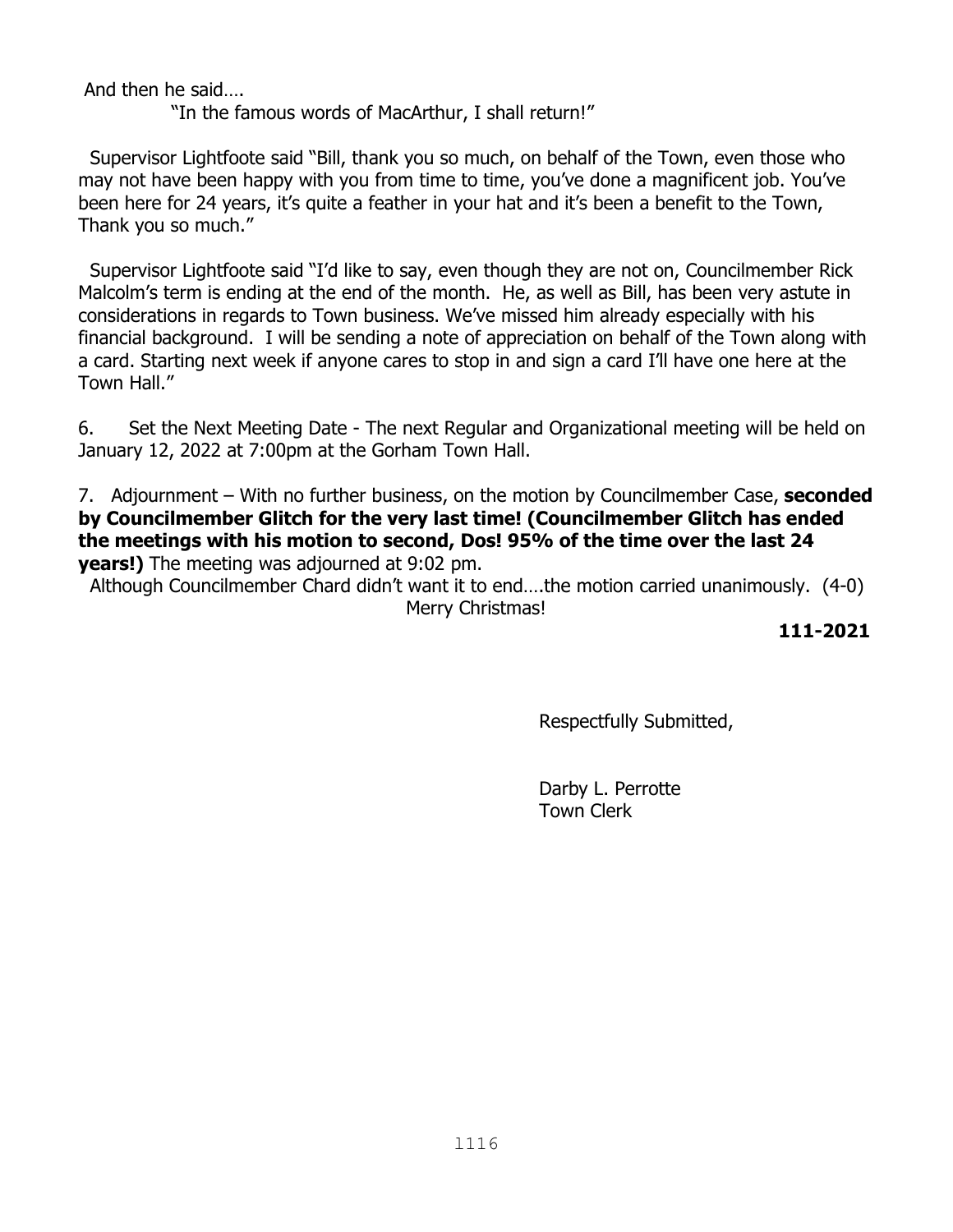And then he said….

"In the famous words of MacArthur, I shall return!"

Supervisor Lightfoote said "Bill, thank you so much, on behalf of the Town, even those who may not have been happy with you from time to time, you've done a magnificent job. You've been here for 24 years, it's quite a feather in your hat and it's been a benefit to the Town, Thank you so much."

Supervisor Lightfoote said "I'd like to say, even though they are not on, Councilmember Rick Malcolm's term is ending at the end of the month. He, as well as Bill, has been very astute in considerations in regards to Town business. We've missed him already especially with his financial background. I will be sending a note of appreciation on behalf of the Town along with a card. Starting next week if anyone cares to stop in and sign a card I'll have one here at the Town Hall."

6. Set the Next Meeting Date - The next Regular and Organizational meeting will be held on January 12, 2022 at 7:00pm at the Gorham Town Hall.

7. Adjournment – With no further business, on the motion by Councilmember Case, **seconded by Councilmember Glitch for the very last time! (Councilmember Glitch has ended the meetings with his motion to second, Dos! 95% of the time over the last 24 years!)** The meeting was adjourned at 9:02 pm.

Although Councilmember Chard didn't want it to end….the motion carried unanimously. (4-0)

Merry Christmas!

**111-2021**

Respectfully Submitted,

Darby L. Perrotte
Town Clerk